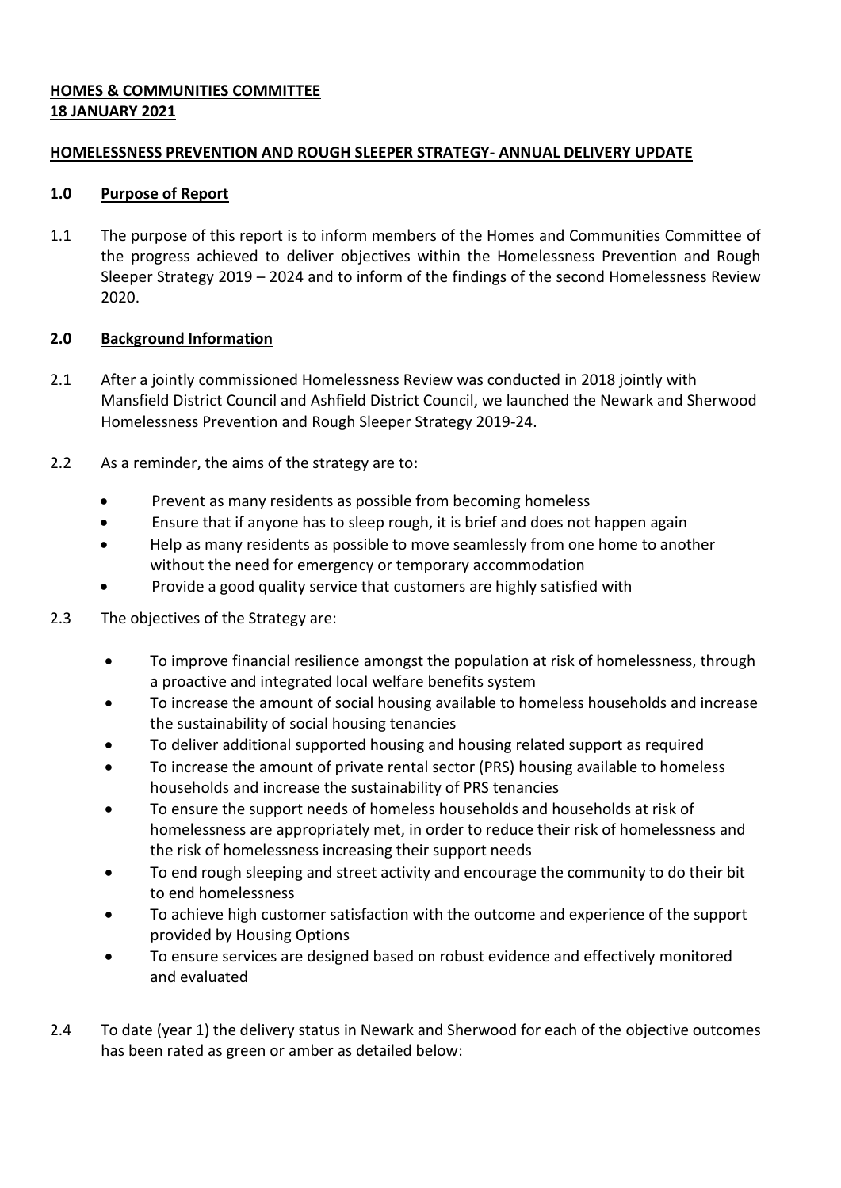**HOMES & COMMUNITIES COMMITTEE**
**18 JANUARY 2021**

**HOMELESSNESS PREVENTION AND ROUGH SLEEPER STRATEGY- ANNUAL DELIVERY UPDATE**

## 1.0 Purpose of Report

1.1 The purpose of this report is to inform members of the Homes and Communities Committee of the progress achieved to deliver objectives within the Homelessness Prevention and Rough Sleeper Strategy 2019 – 2024 and to inform of the findings of the second Homelessness Review 2020.

## 2.0 Background Information

2.1 After a jointly commissioned Homelessness Review was conducted in 2018 jointly with Mansfield District Council and Ashfield District Council, we launched the Newark and Sherwood Homelessness Prevention and Rough Sleeper Strategy 2019-24.

2.2 As a reminder, the aims of the strategy are to:

- Prevent as many residents as possible from becoming homeless
- Ensure that if anyone has to sleep rough, it is brief and does not happen again
- Help as many residents as possible to move seamlessly from one home to another without the need for emergency or temporary accommodation
- Provide a good quality service that customers are highly satisfied with

2.3 The objectives of the Strategy are:

- To improve financial resilience amongst the population at risk of homelessness, through a proactive and integrated local welfare benefits system
- To increase the amount of social housing available to homeless households and increase the sustainability of social housing tenancies
- To deliver additional supported housing and housing related support as required
- To increase the amount of private rental sector (PRS) housing available to homeless households and increase the sustainability of PRS tenancies
- To ensure the support needs of homeless households and households at risk of homelessness are appropriately met, in order to reduce their risk of homelessness and the risk of homelessness increasing their support needs
- To end rough sleeping and street activity and encourage the community to do their bit to end homelessness
- To achieve high customer satisfaction with the outcome and experience of the support provided by Housing Options
- To ensure services are designed based on robust evidence and effectively monitored and evaluated

2.4 To date (year 1) the delivery status in Newark and Sherwood for each of the objective outcomes has been rated as green or amber as detailed below: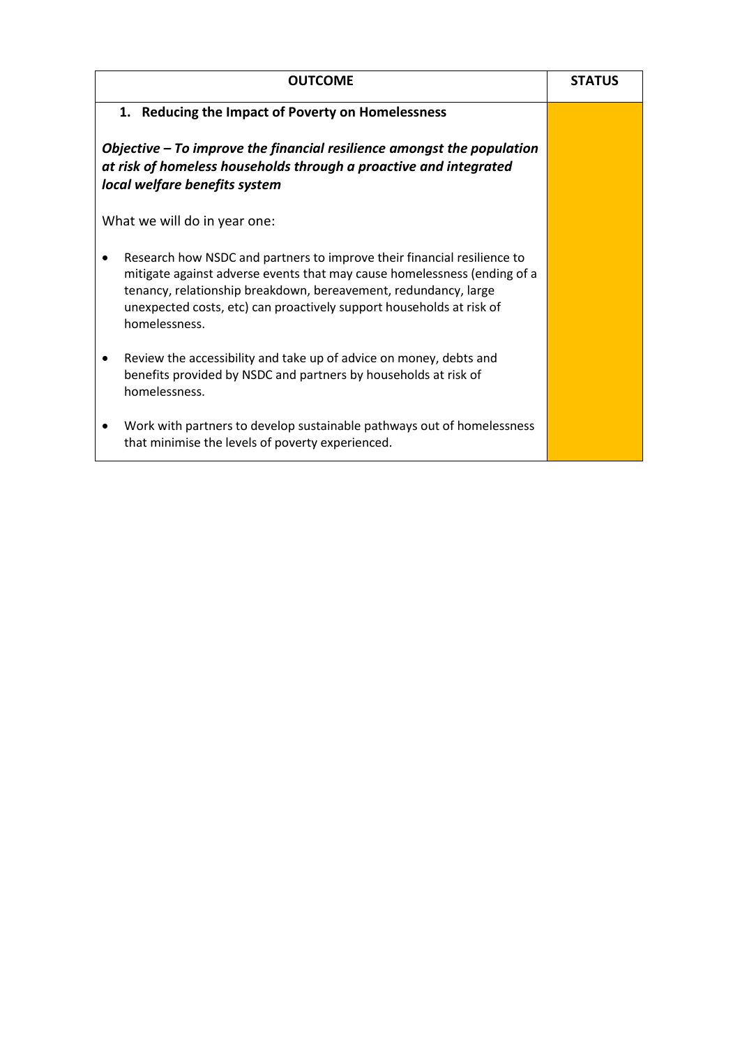| OUTCOME | STATUS |
|---|---|
| **1. Reducing the Impact of Poverty on Homelessness**<br><br>***Objective – To improve the financial resilience amongst the population at risk of homeless households through a proactive and integrated local welfare benefits system***<br><br>What we will do in year one:<br><br>• Research how NSDC and partners to improve their financial resilience to mitigate against adverse events that may cause homelessness (ending of a tenancy, relationship breakdown, bereavement, redundancy, large unexpected costs, etc) can proactively support households at risk of homelessness.<br><br>• Review the accessibility and take up of advice on money, debts and benefits provided by NSDC and partners by households at risk of homelessness.<br><br>• Work with partners to develop sustainable pathways out of homelessness that minimise the levels of poverty experienced. | |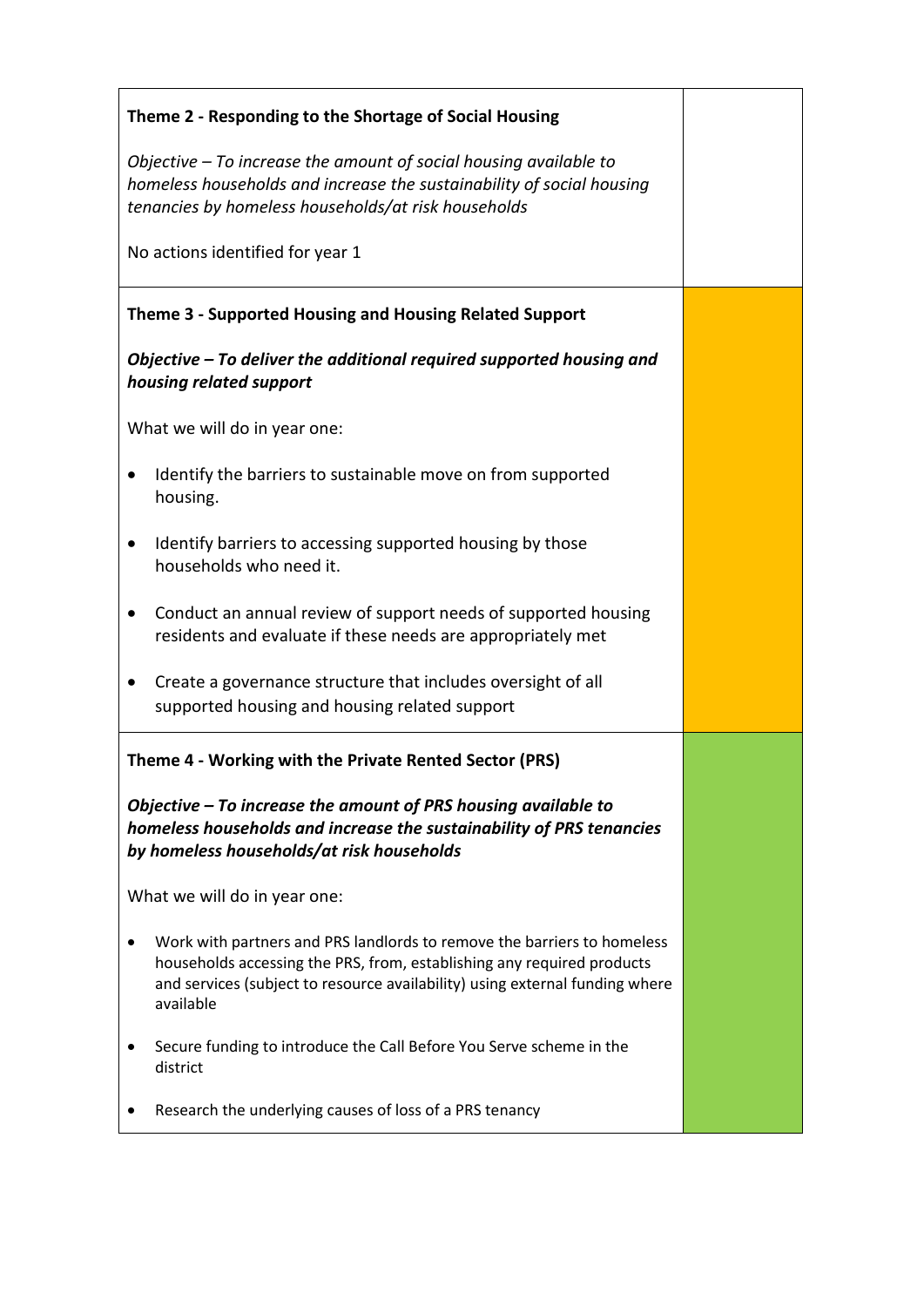| | |
|---|---|
| **Theme 2 - Responding to the Shortage of Social Housing**<br><br>*Objective – To increase the amount of social housing available to homeless households and increase the sustainability of social housing tenancies by homeless households/at risk households*<br><br>No actions identified for year 1 | |
| **Theme 3 - Supported Housing and Housing Related Support**<br><br>***Objective – To deliver the additional required supported housing and housing related support***<br><br>What we will do in year one:<br><br>• Identify the barriers to sustainable move on from supported housing.<br><br>• Identify barriers to accessing supported housing by those households who need it.<br><br>• Conduct an annual review of support needs of supported housing residents and evaluate if these needs are appropriately met<br><br>• Create a governance structure that includes oversight of all supported housing and housing related support | |
| **Theme 4 - Working with the Private Rented Sector (PRS)**<br><br>***Objective – To increase the amount of PRS housing available to homeless households and increase the sustainability of PRS tenancies by homeless households/at risk households***<br><br>What we will do in year one:<br><br>• Work with partners and PRS landlords to remove the barriers to homeless households accessing the PRS, from, establishing any required products and services (subject to resource availability) using external funding where available<br><br>• Secure funding to introduce the Call Before You Serve scheme in the district<br><br>• Research the underlying causes of loss of a PRS tenancy | |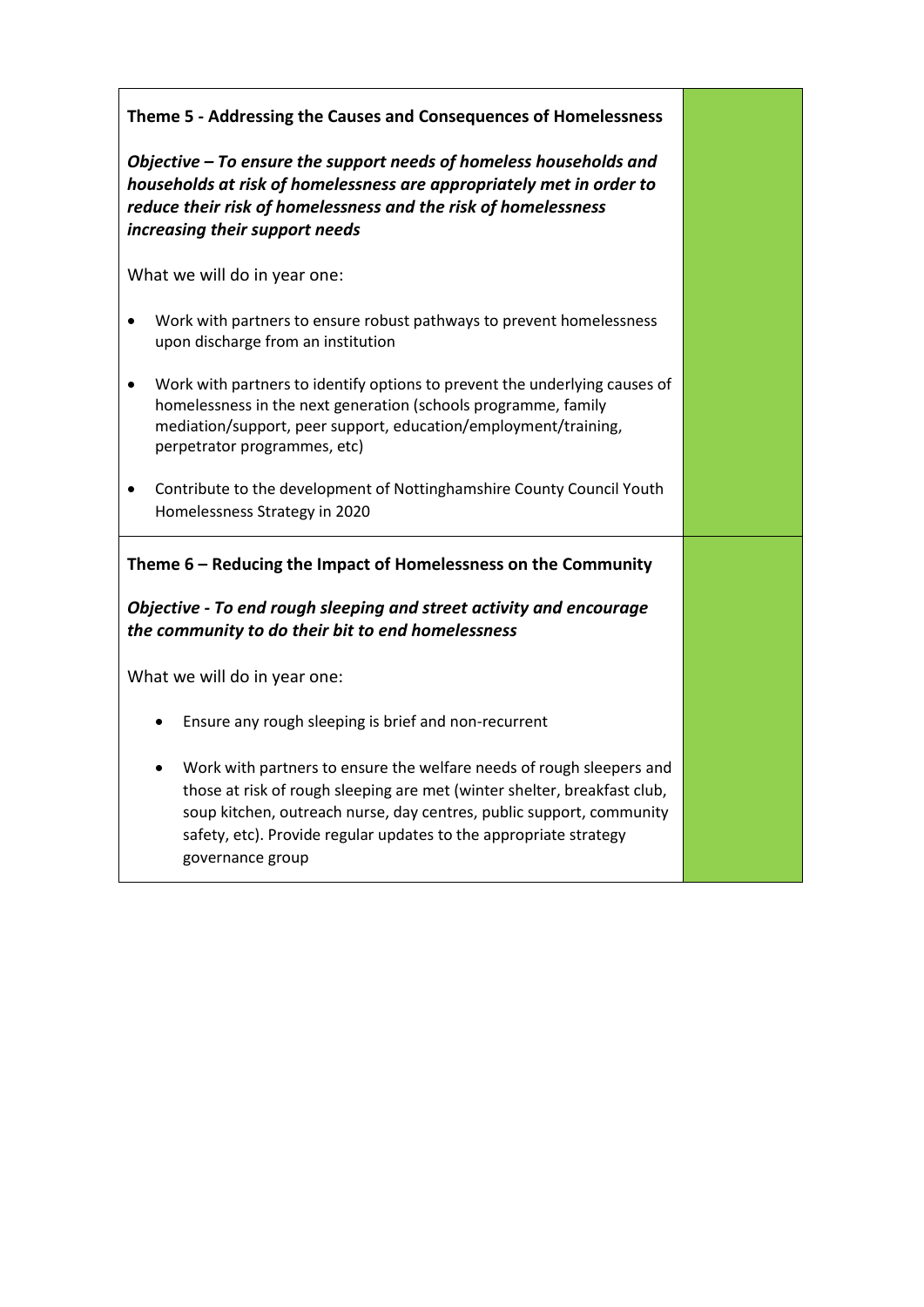| | |
|---|---|
| **Theme 5 - Addressing the Causes and Consequences of Homelessness**<br><br>***Objective – To ensure the support needs of homeless households and households at risk of homelessness are appropriately met in order to reduce their risk of homelessness and the risk of homelessness increasing their support needs***<br><br>What we will do in year one:<br><br>• Work with partners to ensure robust pathways to prevent homelessness upon discharge from an institution<br><br>• Work with partners to identify options to prevent the underlying causes of homelessness in the next generation (schools programme, family mediation/support, peer support, education/employment/training, perpetrator programmes, etc)<br><br>• Contribute to the development of Nottinghamshire County Council Youth Homelessness Strategy in 2020 | |
| **Theme 6 – Reducing the Impact of Homelessness on the Community**<br><br>***Objective - To end rough sleeping and street activity and encourage the community to do their bit to end homelessness***<br><br>What we will do in year one:<br><br>• Ensure any rough sleeping is brief and non-recurrent<br><br>• Work with partners to ensure the welfare needs of rough sleepers and those at risk of rough sleeping are met (winter shelter, breakfast club, soup kitchen, outreach nurse, day centres, public support, community safety, etc). Provide regular updates to the appropriate strategy governance group | |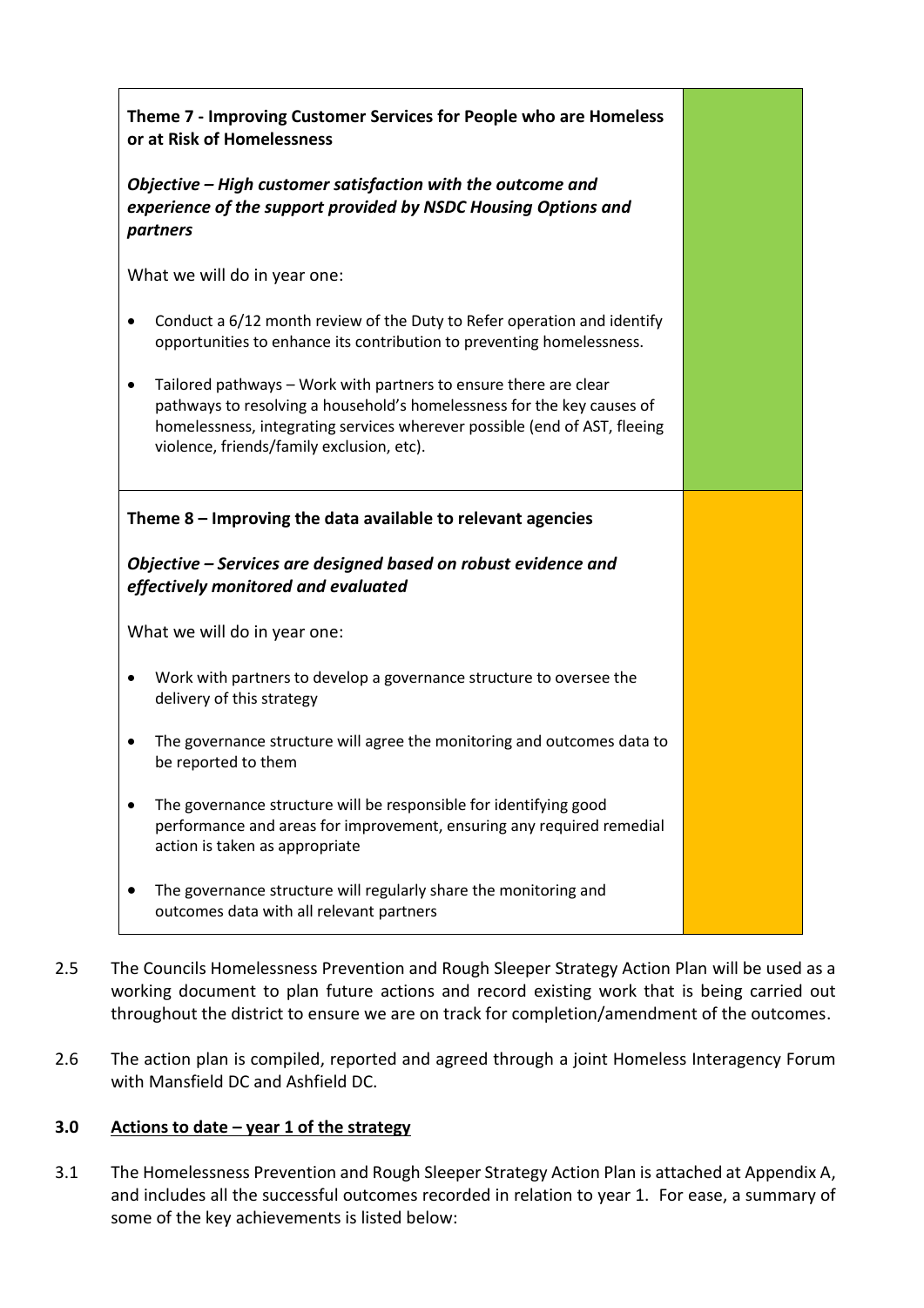| | |
|---|---|
| **Theme 7 - Improving Customer Services for People who are Homeless or at Risk of Homelessness**<br><br>***Objective – High customer satisfaction with the outcome and experience of the support provided by NSDC Housing Options and partners***<br><br>What we will do in year one:<br><br>• Conduct a 6/12 month review of the Duty to Refer operation and identify opportunities to enhance its contribution to preventing homelessness.<br><br>• Tailored pathways – Work with partners to ensure there are clear pathways to resolving a household's homelessness for the key causes of homelessness, integrating services wherever possible (end of AST, fleeing violence, friends/family exclusion, etc). | |
| **Theme 8 – Improving the data available to relevant agencies**<br><br>***Objective – Services are designed based on robust evidence and effectively monitored and evaluated***<br><br>What we will do in year one:<br><br>• Work with partners to develop a governance structure to oversee the delivery of this strategy<br><br>• The governance structure will agree the monitoring and outcomes data to be reported to them<br><br>• The governance structure will be responsible for identifying good performance and areas for improvement, ensuring any required remedial action is taken as appropriate<br><br>• The governance structure will regularly share the monitoring and outcomes data with all relevant partners | |

2.5 The Councils Homelessness Prevention and Rough Sleeper Strategy Action Plan will be used as a working document to plan future actions and record existing work that is being carried out throughout the district to ensure we are on track for completion/amendment of the outcomes.

2.6 The action plan is compiled, reported and agreed through a joint Homeless Interagency Forum with Mansfield DC and Ashfield DC.

## 3.0 Actions to date – year 1 of the strategy

3.1 The Homelessness Prevention and Rough Sleeper Strategy Action Plan is attached at Appendix A, and includes all the successful outcomes recorded in relation to year 1. For ease, a summary of some of the key achievements is listed below: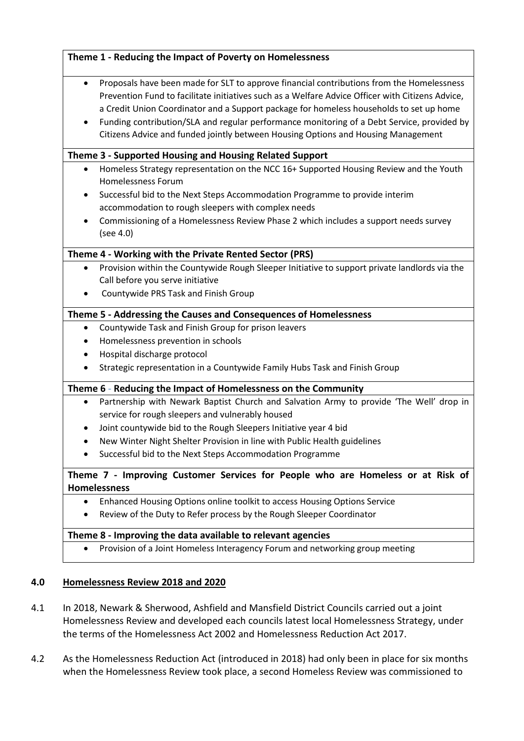| **Theme 1 - Reducing the Impact of Poverty on Homelessness** |
|---|
| • Proposals have been made for SLT to approve financial contributions from the Homelessness Prevention Fund to facilitate initiatives such as a Welfare Advice Officer with Citizens Advice, a Credit Union Coordinator and a Support package for homeless households to set up home<br>• Funding contribution/SLA and regular performance monitoring of a Debt Service, provided by Citizens Advice and funded jointly between Housing Options and Housing Management |
| **Theme 3 - Supported Housing and Housing Related Support** |
| • Homeless Strategy representation on the NCC 16+ Supported Housing Review and the Youth Homelessness Forum<br>• Successful bid to the Next Steps Accommodation Programme to provide interim accommodation to rough sleepers with complex needs<br>• Commissioning of a Homelessness Review Phase 2 which includes a support needs survey (see 4.0) |
| **Theme 4 - Working with the Private Rented Sector (PRS)** |
| • Provision within the Countywide Rough Sleeper Initiative to support private landlords via the Call before you serve initiative<br>• Countywide PRS Task and Finish Group |
| **Theme 5 - Addressing the Causes and Consequences of Homelessness** |
| • Countywide Task and Finish Group for prison leavers<br>• Homelessness prevention in schools<br>• Hospital discharge protocol<br>• Strategic representation in a Countywide Family Hubs Task and Finish Group |
| **Theme 6 - Reducing the Impact of Homelessness on the Community** |
| • Partnership with Newark Baptist Church and Salvation Army to provide 'The Well' drop in service for rough sleepers and vulnerably housed<br>• Joint countywide bid to the Rough Sleepers Initiative year 4 bid<br>• New Winter Night Shelter Provision in line with Public Health guidelines<br>• Successful bid to the Next Steps Accommodation Programme |
| **Theme 7 - Improving Customer Services for People who are Homeless or at Risk of Homelessness** |
| • Enhanced Housing Options online toolkit to access Housing Options Service<br>• Review of the Duty to Refer process by the Rough Sleeper Coordinator |
| **Theme 8 - Improving the data available to relevant agencies** |
| • Provision of a Joint Homeless Interagency Forum and networking group meeting |

## 4.0 Homelessness Review 2018 and 2020

4.1 In 2018, Newark & Sherwood, Ashfield and Mansfield District Councils carried out a joint Homelessness Review and developed each councils latest local Homelessness Strategy, under the terms of the Homelessness Act 2002 and Homelessness Reduction Act 2017.

4.2 As the Homelessness Reduction Act (introduced in 2018) had only been in place for six months when the Homelessness Review took place, a second Homeless Review was commissioned to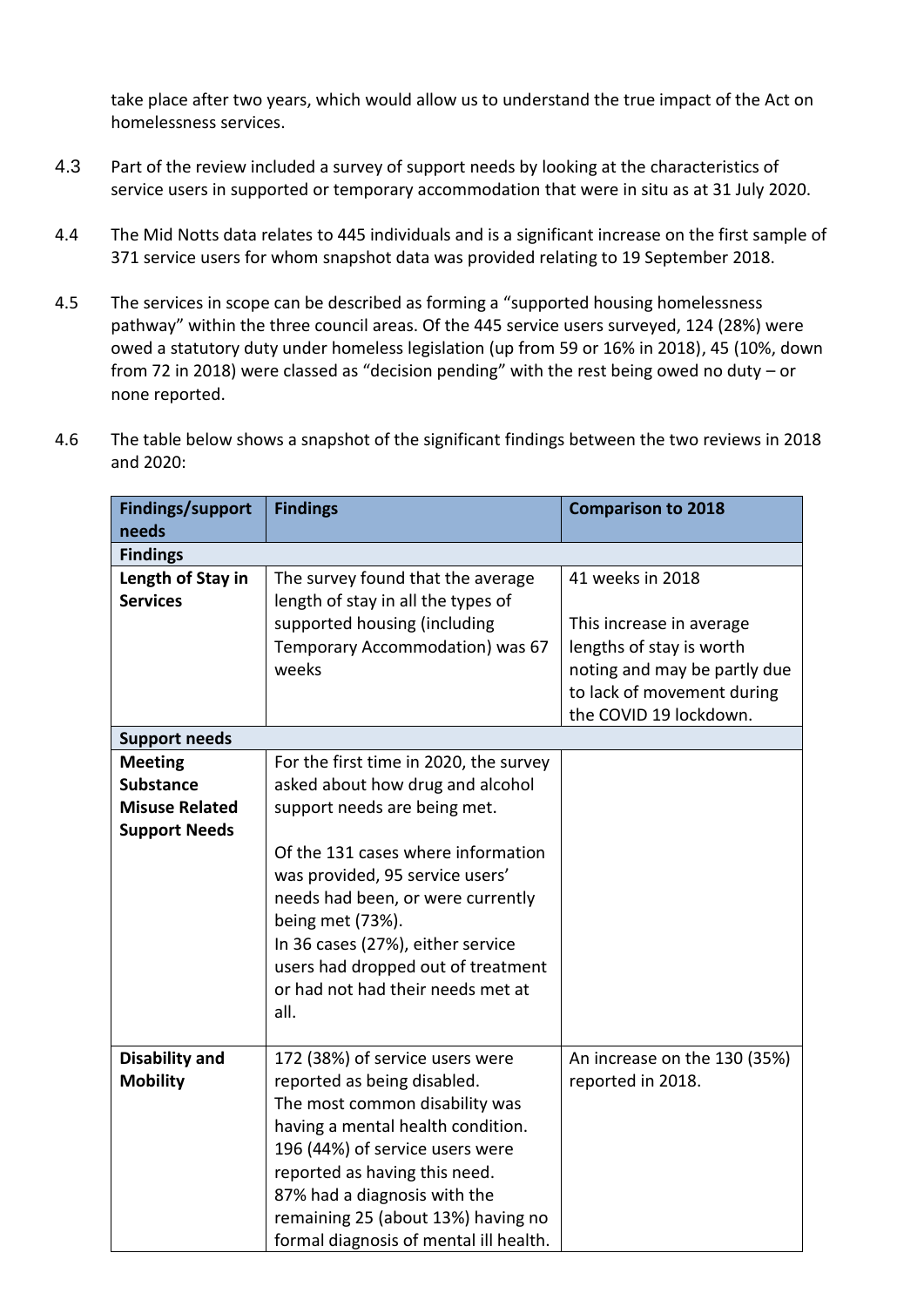take place after two years, which would allow us to understand the true impact of the Act on homelessness services.

4.3 Part of the review included a survey of support needs by looking at the characteristics of service users in supported or temporary accommodation that were in situ as at 31 July 2020.

4.4 The Mid Notts data relates to 445 individuals and is a significant increase on the first sample of 371 service users for whom snapshot data was provided relating to 19 September 2018.

4.5 The services in scope can be described as forming a "supported housing homelessness pathway" within the three council areas. Of the 445 service users surveyed, 124 (28%) were owed a statutory duty under homeless legislation (up from 59 or 16% in 2018), 45 (10%, down from 72 in 2018) were classed as "decision pending" with the rest being owed no duty – or none reported.

4.6 The table below shows a snapshot of the significant findings between the two reviews in 2018 and 2020:

| Findings/support needs | Findings | Comparison to 2018 |
|---|---|---|
| **Findings** | | |
| **Length of Stay in Services** | The survey found that the average length of stay in all the types of supported housing (including Temporary Accommodation) was 67 weeks | 41 weeks in 2018<br><br>This increase in average lengths of stay is worth noting and may be partly due to lack of movement during the COVID 19 lockdown. |
| **Support needs** | | |
| **Meeting Substance Misuse Related Support Needs** | For the first time in 2020, the survey asked about how drug and alcohol support needs are being met.<br><br>Of the 131 cases where information was provided, 95 service users' needs had been, or were currently being met (73%).<br>In 36 cases (27%), either service users had dropped out of treatment or had not had their needs met at all. | |
| **Disability and Mobility** | 172 (38%) of service users were reported as being disabled.<br>The most common disability was having a mental health condition. 196 (44%) of service users were reported as having this need.<br>87% had a diagnosis with the remaining 25 (about 13%) having no formal diagnosis of mental ill health. | An increase on the 130 (35%) reported in 2018. |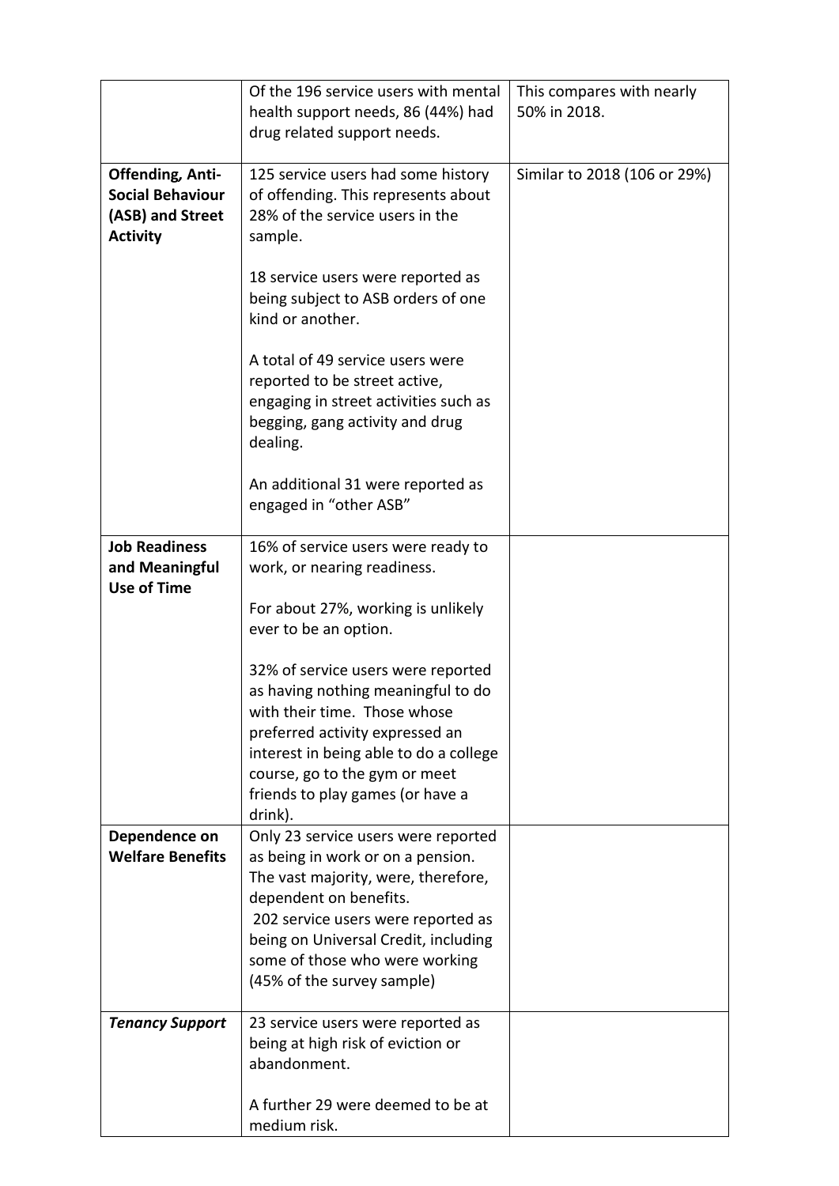| | | |
|---|---|---|
| | Of the 196 service users with mental health support needs, 86 (44%) had drug related support needs. | This compares with nearly 50% in 2018. |
| **Offending, Anti-Social Behaviour (ASB) and Street Activity** | 125 service users had some history of offending. This represents about 28% of the service users in the sample.<br><br>18 service users were reported as being subject to ASB orders of one kind or another.<br><br>A total of 49 service users were reported to be street active, engaging in street activities such as begging, gang activity and drug dealing.<br><br>An additional 31 were reported as engaged in "other ASB" | Similar to 2018 (106 or 29%) |
| **Job Readiness and Meaningful Use of Time** | 16% of service users were ready to work, or nearing readiness.<br><br>For about 27%, working is unlikely ever to be an option.<br><br>32% of service users were reported as having nothing meaningful to do with their time. Those whose preferred activity expressed an interest in being able to do a college course, go to the gym or meet friends to play games (or have a drink). | |
| **Dependence on Welfare Benefits** | Only 23 service users were reported as being in work or on a pension. The vast majority, were, therefore, dependent on benefits.<br>202 service users were reported as being on Universal Credit, including some of those who were working (45% of the survey sample) | |
| ***Tenancy Support*** | 23 service users were reported as being at high risk of eviction or abandonment.<br><br>A further 29 were deemed to be at medium risk. | |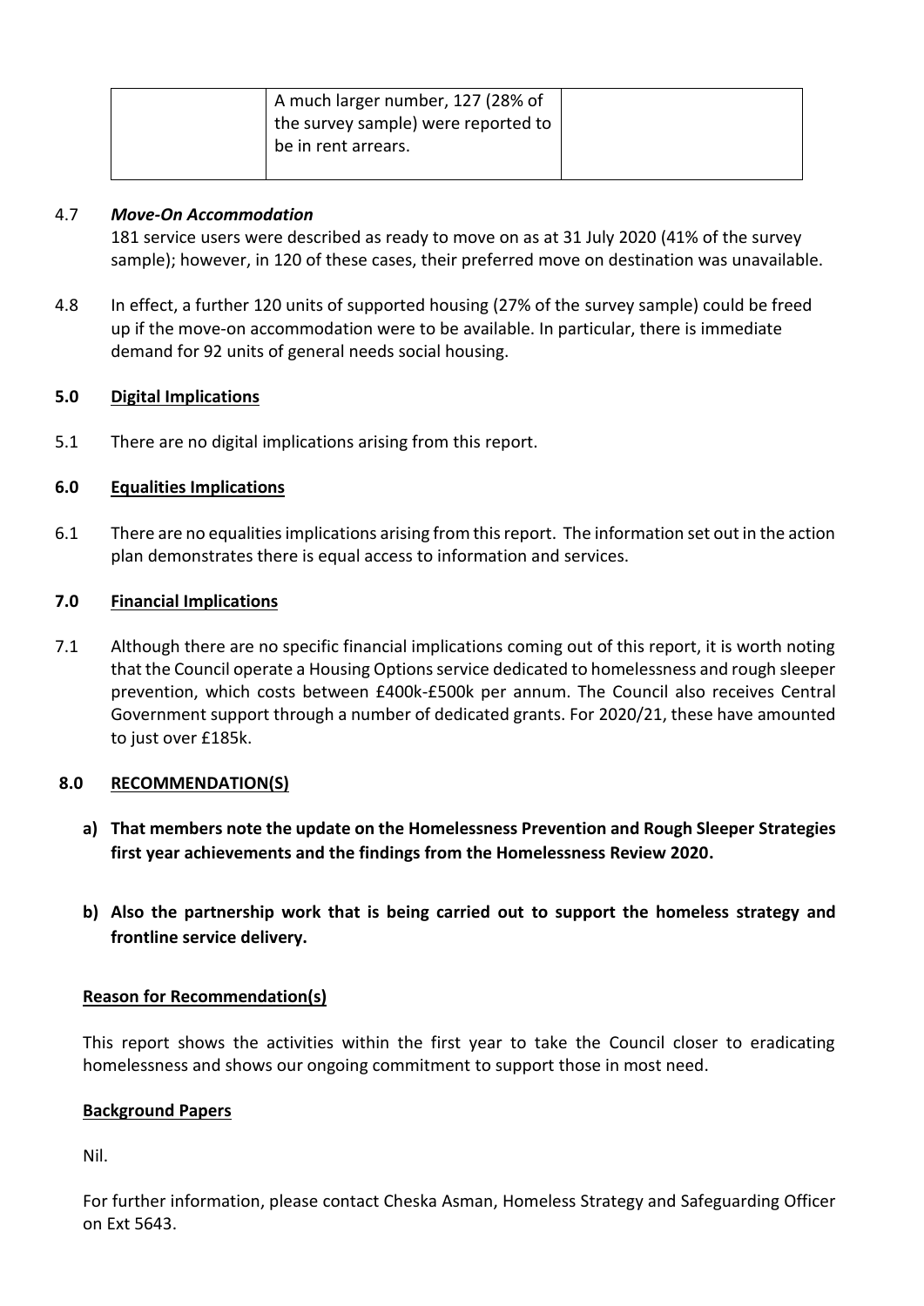| | A much larger number, 127 (28% of the survey sample) were reported to be in rent arrears. | |
|---|---|---|

4.7 ***Move-On Accommodation***

181 service users were described as ready to move on as at 31 July 2020 (41% of the survey sample); however, in 120 of these cases, their preferred move on destination was unavailable.

4.8 In effect, a further 120 units of supported housing (27% of the survey sample) could be freed up if the move-on accommodation were to be available. In particular, there is immediate demand for 92 units of general needs social housing.

## 5.0 Digital Implications

5.1 There are no digital implications arising from this report.

## 6.0 Equalities Implications

6.1 There are no equalities implications arising from this report. The information set out in the action plan demonstrates there is equal access to information and services.

## 7.0 Financial Implications

7.1 Although there are no specific financial implications coming out of this report, it is worth noting that the Council operate a Housing Options service dedicated to homelessness and rough sleeper prevention, which costs between £400k-£500k per annum. The Council also receives Central Government support through a number of dedicated grants. For 2020/21, these have amounted to just over £185k.

## 8.0 RECOMMENDATION(S)

**a) That members note the update on the Homelessness Prevention and Rough Sleeper Strategies first year achievements and the findings from the Homelessness Review 2020.**

**b) Also the partnership work that is being carried out to support the homeless strategy and frontline service delivery.**

### Reason for Recommendation(s)

This report shows the activities within the first year to take the Council closer to eradicating homelessness and shows our ongoing commitment to support those in most need.

### Background Papers

Nil.

For further information, please contact Cheska Asman, Homeless Strategy and Safeguarding Officer on Ext 5643.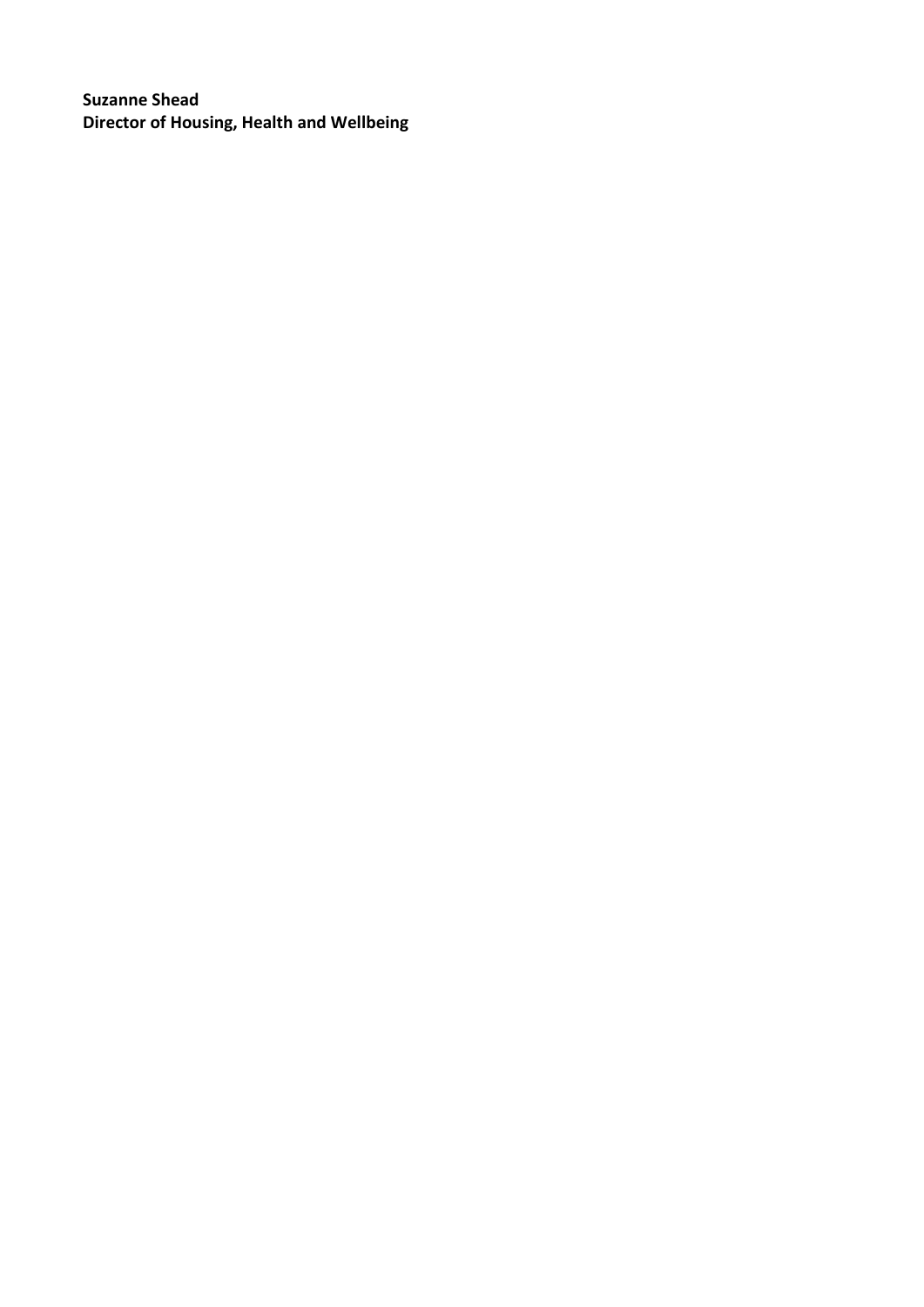**Suzanne Shead**
**Director of Housing, Health and Wellbeing**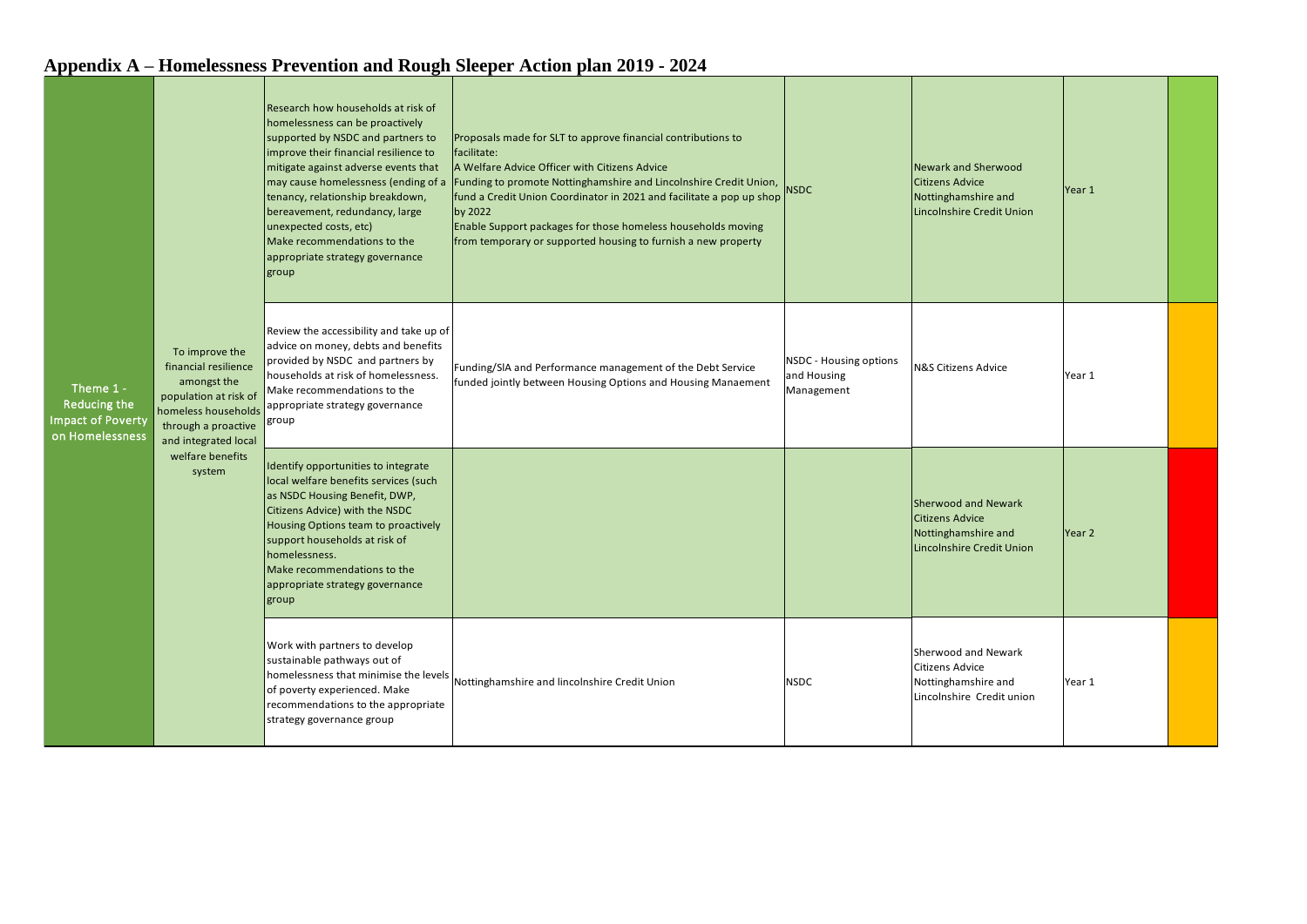# Appendix A – Homelessness Prevention and Rough Sleeper Action plan 2019 - 2024

| | | | | | | | |
|---|---|---|---|---|---|---|---|
| Theme 1 - Reducing the Impact of Poverty on Homelessness | To improve the financial resilience amongst the population at risk of homeless households through a proactive and integrated local welfare benefits system | Research how households at risk of homelessness can be proactively supported by NSDC and partners to improve their financial resilience to mitigate against adverse events that may cause homelessness (ending of a tenancy, relationship breakdown, bereavement, redundancy, large unexpected costs, etc)<br>Make recommendations to the appropriate strategy governance group | Proposals made for SLT to approve financial contributions to facilitate:<br>A Welfare Advice Officer with Citizens Advice<br>Funding to promote Nottinghamshire and Lincolnshire Credit Union, fund a Credit Union Coordinator in 2021 and facilitate a pop up shop by 2022<br>Enable Support packages for those homeless households moving from temporary or supported housing to furnish a new property | NSDC | Newark and Sherwood Citizens Advice<br>Nottinghamshire and Lincolnshire Credit Union | Year 1 | |
| | | Review the accessibility and take up of advice on money, debts and benefits provided by NSDC and partners by households at risk of homelessness. Make recommendations to the appropriate strategy governance group | Funding/SlA and Performance management of the Debt Service funded jointly between Housing Options and Housing Manaement | NSDC - Housing options and Housing Management | N&S Citizens Advice | Year 1 | |
| | | Identify opportunities to integrate local welfare benefits services (such as NSDC Housing Benefit, DWP, Citizens Advice) with the NSDC Housing Options team to proactively support households at risk of homelessness.<br>Make recommendations to the appropriate strategy governance group | | | Sherwood and Newark Citizens Advice<br>Nottinghamshire and Lincolnshire Credit Union | Year 2 | |
| | | Work with partners to develop sustainable pathways out of homelessness that minimise the levels of poverty experienced. Make recommendations to the appropriate strategy governance group | Nottinghamshire and lincolnshire Credit Union | NSDC | Sherwood and Newark Citizens Advice<br>Nottinghamshire and Lincolnshire Credit union | Year 1 | |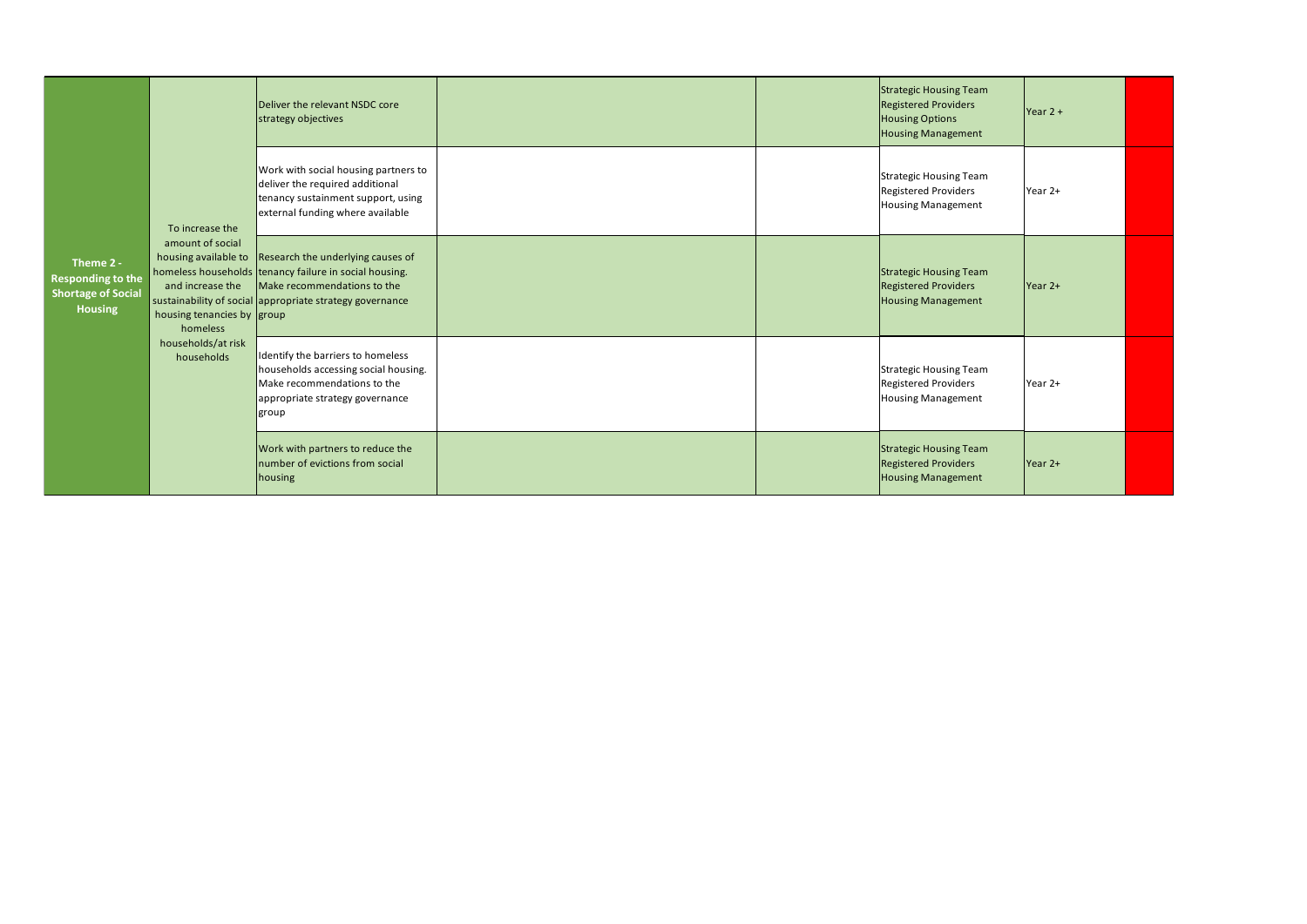| | | | | | | | |
|---|---|---|---|---|---|---|---|
| **Theme 2 - Responding to the Shortage of Social Housing** | To increase the amount of social housing available to homeless households and increase the sustainability of social housing tenancies by homeless households/at risk households | Deliver the relevant NSDC core strategy objectives | | | Strategic Housing Team<br>Registered Providers<br>Housing Options<br>Housing Management | Year 2 + | |
| | | Work with social housing partners to deliver the required additional tenancy sustainment support, using external funding where available | | | Strategic Housing Team<br>Registered Providers<br>Housing Management | Year 2+ | |
| | | Research the underlying causes of tenancy failure in social housing. Make recommendations to the appropriate strategy governance group | | | Strategic Housing Team<br>Registered Providers<br>Housing Management | Year 2+ | |
| | | Identify the barriers to homeless households accessing social housing. Make recommendations to the appropriate strategy governance group | | | Strategic Housing Team<br>Registered Providers<br>Housing Management | Year 2+ | |
| | | Work with partners to reduce the number of evictions from social housing | | | Strategic Housing Team<br>Registered Providers<br>Housing Management | Year 2+ | |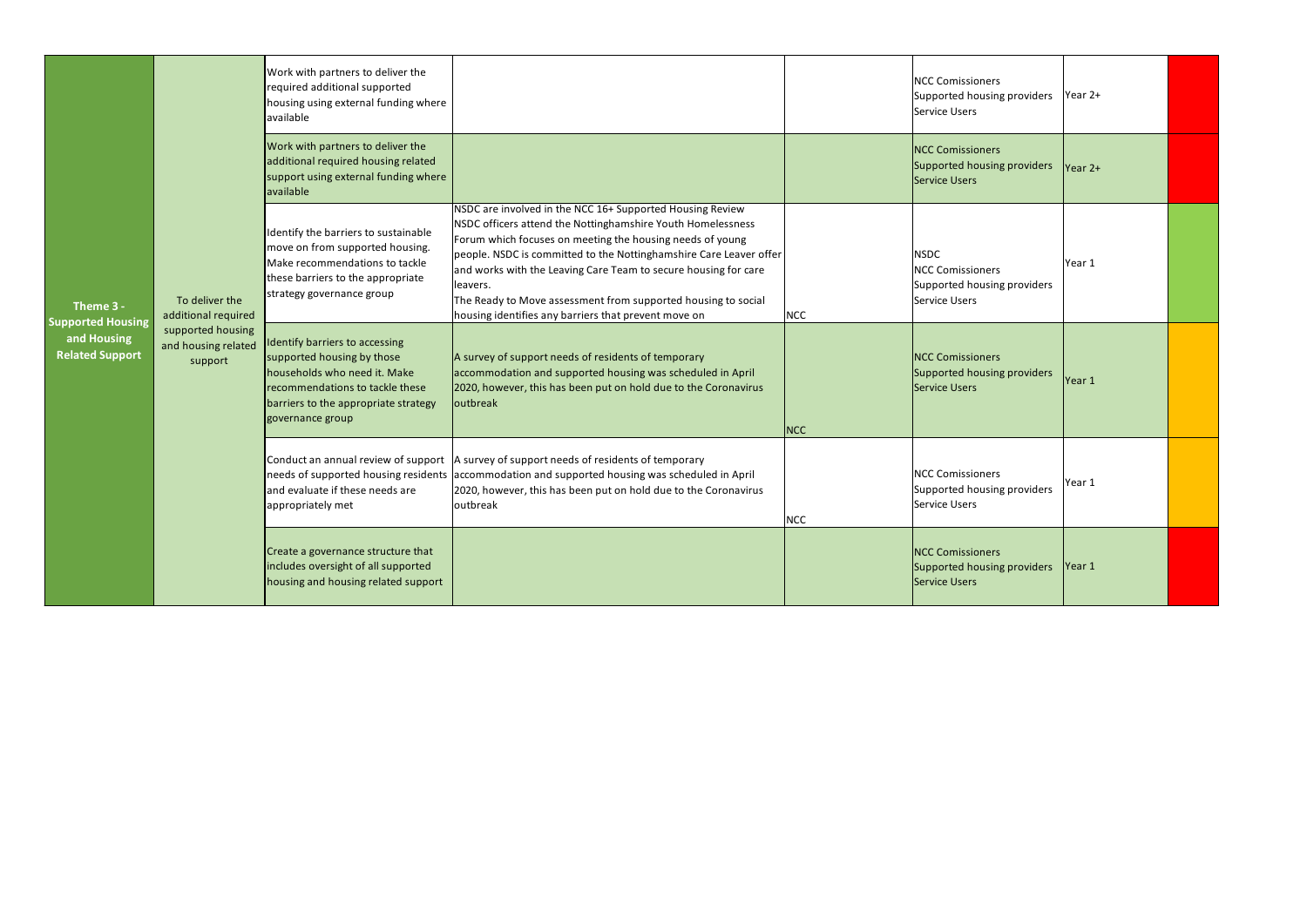| Theme | Objective | Action | Progress | Lead | Partners | Timescale | Status |
|---|---|---|---|---|---|---|---|
| **Theme 3 - Supported Housing and Housing Related Support** | To deliver the additional required supported housing and housing related support | Work with partners to deliver the required additional supported housing using external funding where available | | | NCC Comissioners<br>Supported housing providers<br>Service Users | Year 2+ | |
| | | Work with partners to deliver the additional required housing related support using external funding where available | | | NCC Comissioners<br>Supported housing providers<br>Service Users | Year 2+ | |
| | | Identify the barriers to sustainable move on from supported housing. Make recommendations to tackle these barriers to the appropriate strategy governance group | NSDC are involved in the NCC 16+ Supported Housing Review<br>NSDC officers attend the Nottinghamshire Youth Homelessness Forum which focuses on meeting the housing needs of young people. NSDC is committed to the Nottinghamshire Care Leaver offer and works with the Leaving Care Team to secure housing for care leavers.<br>The Ready to Move assessment from supported housing to social housing identifies any barriers that prevent move on | NCC | NSDC<br>NCC Comissioners<br>Supported housing providers<br>Service Users | Year 1 | |
| | | Identify barriers to accessing supported housing by those households who need it. Make recommendations to tackle these barriers to the appropriate strategy governance group | A survey of support needs of residents of temporary accommodation and supported housing was scheduled in April 2020, however, this has been put on hold due to the Coronavirus outbreak | NCC | NCC Comissioners<br>Supported housing providers<br>Service Users | Year 1 | |
| | | Conduct an annual review of support needs of supported housing residents and evaluate if these needs are appropriately met | A survey of support needs of residents of temporary accommodation and supported housing was scheduled in April 2020, however, this has been put on hold due to the Coronavirus outbreak | NCC | NCC Comissioners<br>Supported housing providers<br>Service Users | Year 1 | |
| | | Create a governance structure that includes oversight of all supported housing and housing related support | | | NCC Comissioners<br>Supported housing providers<br>Service Users | Year 1 | |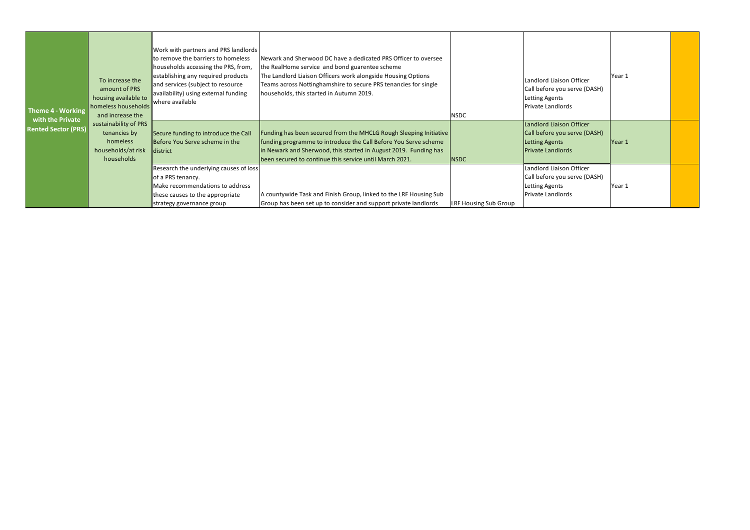| Theme 4 - Working with the Private Rented Sector (PRS) | To increase the amount of PRS housing available to homeless households and increase the sustainability of PRS tenancies by homeless households/at risk households | Work with partners and PRS landlords to remove the barriers to homeless households accessing the PRS, from, establishing any required products and services (subject to resource availability) using external funding where available | Newark and Sherwood DC have a dedicated PRS Officer to oversee the RealHome service and bond guarentee scheme<br>The Landlord Liaison Officers work alongside Housing Options Teams across Nottinghamshire to secure PRS tenancies for single households, this started in Autumn 2019. | NSDC | Landlord Liaison Officer<br>Call before you serve (DASH)<br>Letting Agents<br>Private Landlords | Year 1 | |
|---|---|---|---|---|---|---|---|
| | | Secure funding to introduce the Call Before You Serve scheme in the district | Funding has been secured from the MHCLG Rough Sleeping Initiative funding programme to introduce the Call Before You Serve scheme in Newark and Sherwood, this started in August 2019. Funding has been secured to continue this service until March 2021. | NSDC | Landlord Liaison Officer<br>Call before you serve (DASH)<br>Letting Agents<br>Private Landlords | Year 1 | |
| | | Research the underlying causes of loss of a PRS tenancy.<br>Make recommendations to address these causes to the appropriate strategy governance group | A countywide Task and Finish Group, linked to the LRF Housing Sub Group has been set up to consider and support private landlords | LRF Housing Sub Group | Landlord Liaison Officer<br>Call before you serve (DASH)<br>Letting Agents<br>Private Landlords | Year 1 | |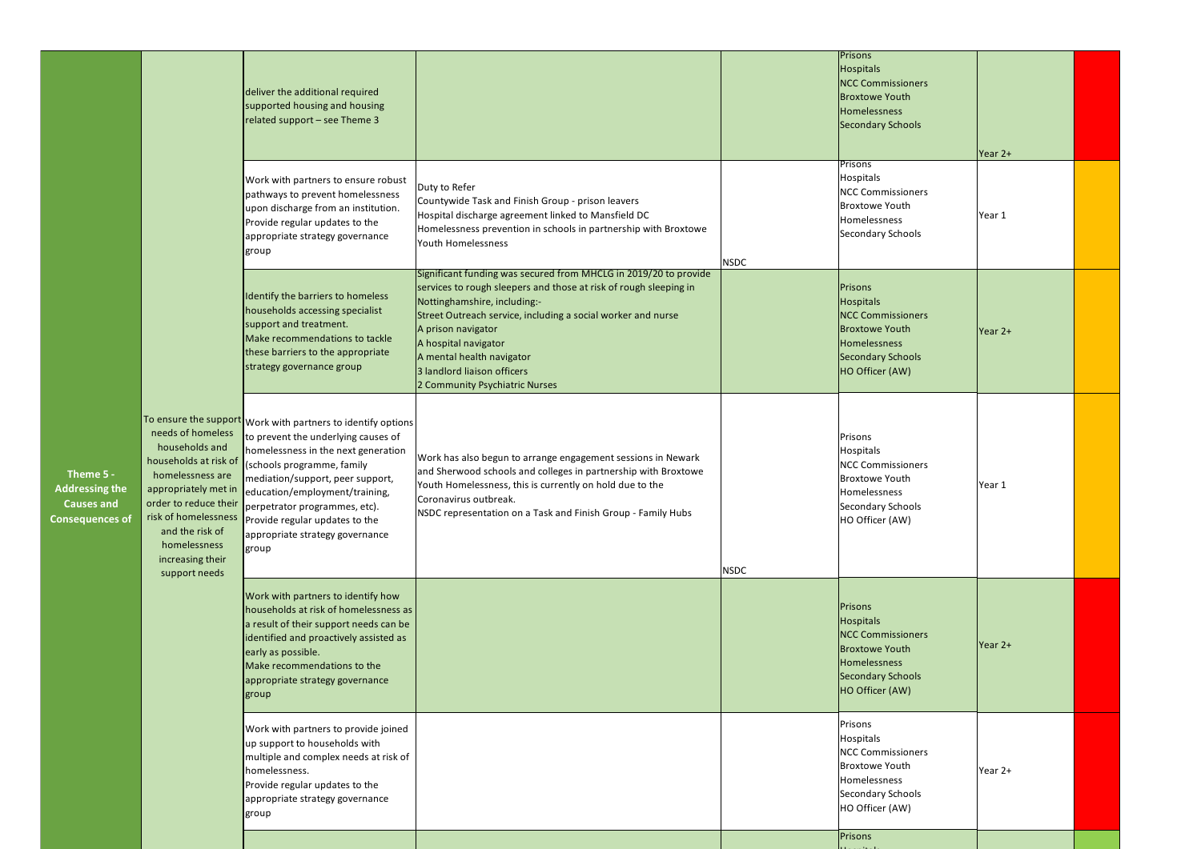| | | | | | | | |
|---|---|---|---|---|---|---|---|
| Theme 5 - Addressing the Causes and Consequences of | To ensure the support needs of homeless households and households at risk of homelessness are appropriately met in order to reduce their risk of homelessness and the risk of homelessness increasing their support needs | deliver the additional required supported housing and housing related support – see Theme 3 | | | Prisons<br>Hospitals<br>NCC Commissioners<br>Broxtowe Youth Homelessness<br>Secondary Schools | Year 2+ | Red |
| | | Work with partners to ensure robust pathways to prevent homelessness upon discharge from an institution. Provide regular updates to the appropriate strategy governance group | Duty to Refer<br>Countywide Task and Finish Group - prison leavers<br>Hospital discharge agreement linked to Mansfield DC<br>Homelessness prevention in schools in partnership with Broxtowe Youth Homelessness | NSDC | Prisons<br>Hospitals<br>NCC Commissioners<br>Broxtowe Youth Homelessness<br>Secondary Schools | Year 1 | Amber |
| | | Identify the barriers to homeless households accessing specialist support and treatment. Make recommendations to tackle these barriers to the appropriate strategy governance group | Significant funding was secured from MHCLG in 2019/20 to provide services to rough sleepers and those at risk of rough sleeping in Nottinghamshire, including:-<br>Street Outreach service, including a social worker and nurse<br>A prison navigator<br>A hospital navigator<br>A mental health navigator<br>3 landlord liaison officers<br>2 Community Psychiatric Nurses | | Prisons<br>Hospitals<br>NCC Commissioners<br>Broxtowe Youth Homelessness<br>Secondary Schools<br>HO Officer (AW) | Year 2+ | Amber |
| | | Work with partners to identify options to prevent the underlying causes of homelessness in the next generation (schools programme, family mediation/support, peer support, education/employment/training, perpetrator programmes, etc). Provide regular updates to the appropriate strategy governance group | Work has also begun to arrange engagement sessions in Newark and Sherwood schools and colleges in partnership with Broxtowe Youth Homelessness, this is currently on hold due to the Coronavirus outbreak.<br>NSDC representation on a Task and Finish Group - Family Hubs | NSDC | Prisons<br>Hospitals<br>NCC Commissioners<br>Broxtowe Youth Homelessness<br>Secondary Schools<br>HO Officer (AW) | Year 1 | Amber |
| | | Work with partners to identify how households at risk of homelessness as a result of their support needs can be identified and proactively assisted as early as possible. Make recommendations to the appropriate strategy governance group | | | Prisons<br>Hospitals<br>NCC Commissioners<br>Broxtowe Youth Homelessness<br>Secondary Schools<br>HO Officer (AW) | Year 2+ | Red |
| | | Work with partners to provide joined up support to households with multiple and complex needs at risk of homelessness. Provide regular updates to the appropriate strategy governance group | | | Prisons<br>Hospitals<br>NCC Commissioners<br>Broxtowe Youth Homelessness<br>Secondary Schools<br>HO Officer (AW) | Year 2+ | Red |
| | | | | | Prisons<br>Hospitals | | Green |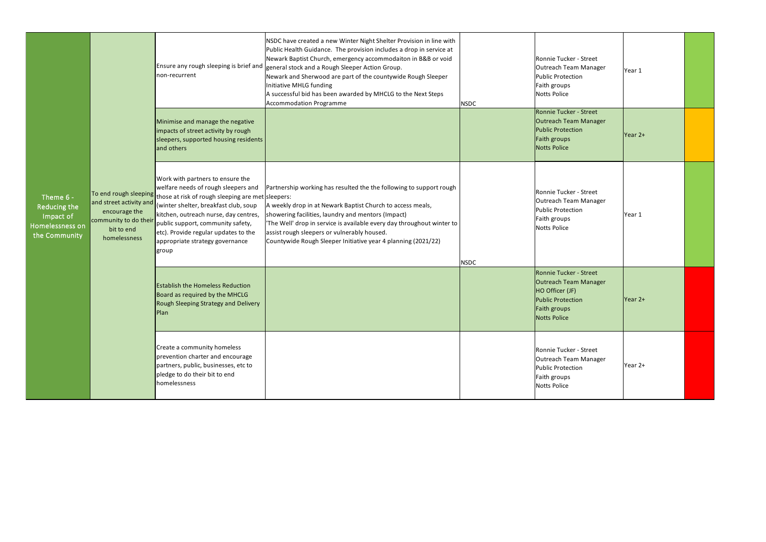| | | | | | | | |
|---|---|---|---|---|---|---|---|
| Theme 6 - Reducing the Impact of Homelessness on the Community | To end rough sleeping and street activity and encourage the community to do their bit to end homelessness | Ensure any rough sleeping is brief and non-recurrent | NSDC have created a new Winter Night Shelter Provision in line with Public Health Guidance. The provision includes a drop in service at Newark Baptist Church, emergency accommodaiton in B&B or void general stock and a Rough Sleeper Action Group.<br>Newark and Sherwood are part of the countywide Rough Sleeper Initiative MHLG funding<br>A successful bid has been awarded by MHCLG to the Next Steps Accommodation Programme | NSDC | Ronnie Tucker - Street Outreach Team Manager<br>Public Protection<br>Faith groups<br>Notts Police | Year 1 | |
| | | Minimise and manage the negative impacts of street activity by rough sleepers, supported housing residents and others | | | Ronnie Tucker - Street Outreach Team Manager<br>Public Protection<br>Faith groups<br>Notts Police | Year 2+ | |
| | | Work with partners to ensure the welfare needs of rough sleepers and those at risk of rough sleeping are met (winter shelter, breakfast club, soup kitchen, outreach nurse, day centres, public support, community safety, etc). Provide regular updates to the appropriate strategy governance group | Partnership working has resulted the the following to support rough sleepers:<br>A weekly drop in at Newark Baptist Church to access meals, showering facilities, laundry and mentors (Impact)<br>'The Well' drop in service is available every day throughout winter to assist rough sleepers or vulnerably housed.<br>Countywide Rough Sleeper Initiative year 4 planning (2021/22) | NSDC | Ronnie Tucker - Street Outreach Team Manager<br>Public Protection<br>Faith groups<br>Notts Police | Year 1 | |
| | | Establish the Homeless Reduction Board as required by the MHCLG Rough Sleeping Strategy and Delivery Plan | | | Ronnie Tucker - Street Outreach Team Manager<br>HO Officer (JF)<br>Public Protection<br>Faith groups<br>Notts Police | Year 2+ | |
| | | Create a community homeless prevention charter and encourage partners, public, businesses, etc to pledge to do their bit to end homelessness | | | Ronnie Tucker - Street Outreach Team Manager<br>Public Protection<br>Faith groups<br>Notts Police | Year 2+ | |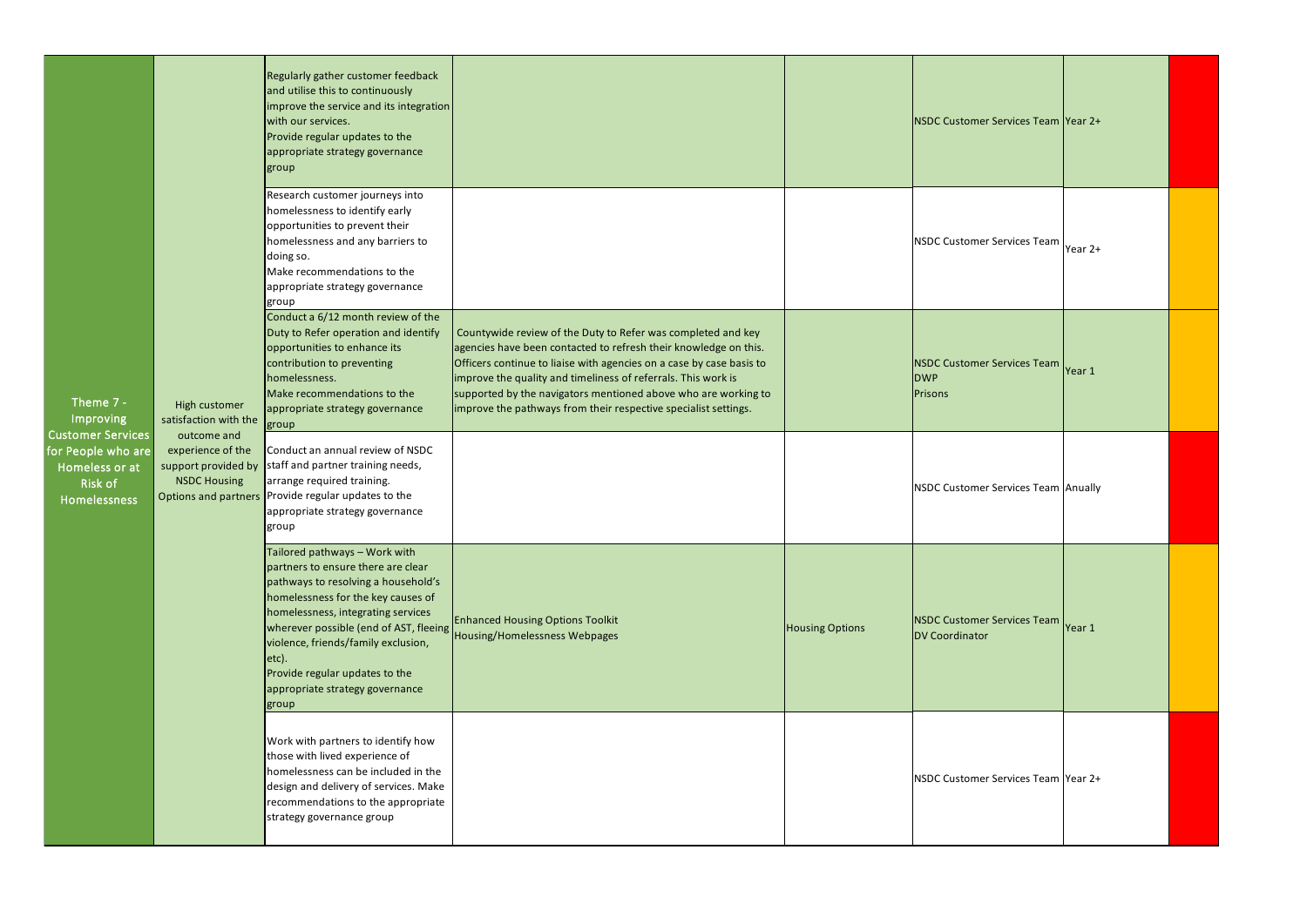| | | | | | | | |
|---|---|---|---|---|---|---|---|
| Theme 7 - Improving Customer Services for People who are Homeless or at Risk of Homelessness | High customer satisfaction with the outcome and experience of the support provided by NSDC Housing Options and partners | Regularly gather customer feedback and utilise this to continuously improve the service and its integration with our services.<br>Provide regular updates to the appropriate strategy governance group | | | NSDC Customer Services Team | Year 2+ | |
| | | Research customer journeys into homelessness to identify early opportunities to prevent their homelessness and any barriers to doing so.<br>Make recommendations to the appropriate strategy governance group | | | NSDC Customer Services Team | Year 2+ | |
| | | Conduct a 6/12 month review of the Duty to Refer operation and identify opportunities to enhance its contribution to preventing homelessness.<br>Make recommendations to the appropriate strategy governance group | Countywide review of the Duty to Refer was completed and key agencies have been contacted to refresh their knowledge on this. Officers continue to liaise with agencies on a case by case basis to improve the quality and timeliness of referrals. This work is supported by the navigators mentioned above who are working to improve the pathways from their respective specialist settings. | | NSDC Customer Services Team<br>DWP<br>Prisons | Year 1 | |
| | | Conduct an annual review of NSDC staff and partner training needs, arrange required training.<br>Provide regular updates to the appropriate strategy governance group | | | NSDC Customer Services Team | Anually | |
| | | Tailored pathways – Work with partners to ensure there are clear pathways to resolving a household's homelessness for the key causes of homelessness, integrating services wherever possible (end of AST, fleeing violence, friends/family exclusion, etc).<br>Provide regular updates to the appropriate strategy governance group | Enhanced Housing Options Toolkit<br>Housing/Homelessness Webpages | Housing Options | NSDC Customer Services Team<br>DV Coordinator | Year 1 | |
| | | Work with partners to identify how those with lived experience of homelessness can be included in the design and delivery of services. Make recommendations to the appropriate strategy governance group | | | NSDC Customer Services Team | Year 2+ | |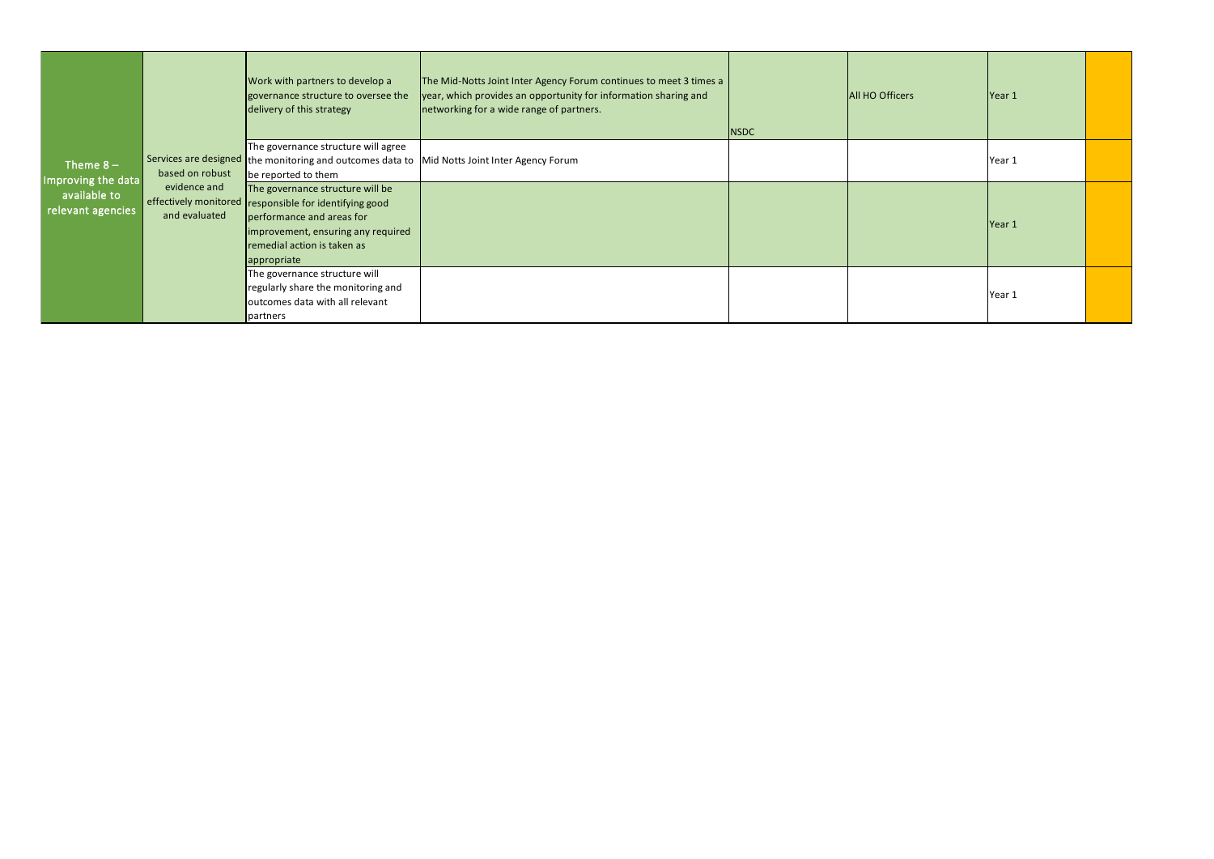| | | | | | | | |
|---|---|---|---|---|---|---|---|
| Theme 8 – Improving the data available to relevant agencies | Services are designed based on robust evidence and effectively monitored and evaluated | Work with partners to develop a governance structure to oversee the delivery of this strategy | The Mid-Notts Joint Inter Agency Forum continues to meet 3 times a year, which provides an opportunity for information sharing and networking for a wide range of partners. | NSDC | All HO Officers | Year 1 | |
| | | The governance structure will agree the monitoring and outcomes data to be reported to them | Mid Notts Joint Inter Agency Forum | | | Year 1 | |
| | | The governance structure will be responsible for identifying good performance and areas for improvement, ensuring any required remedial action is taken as appropriate | | | | Year 1 | |
| | | The governance structure will regularly share the monitoring and outcomes data with all relevant partners | | | | Year 1 | |